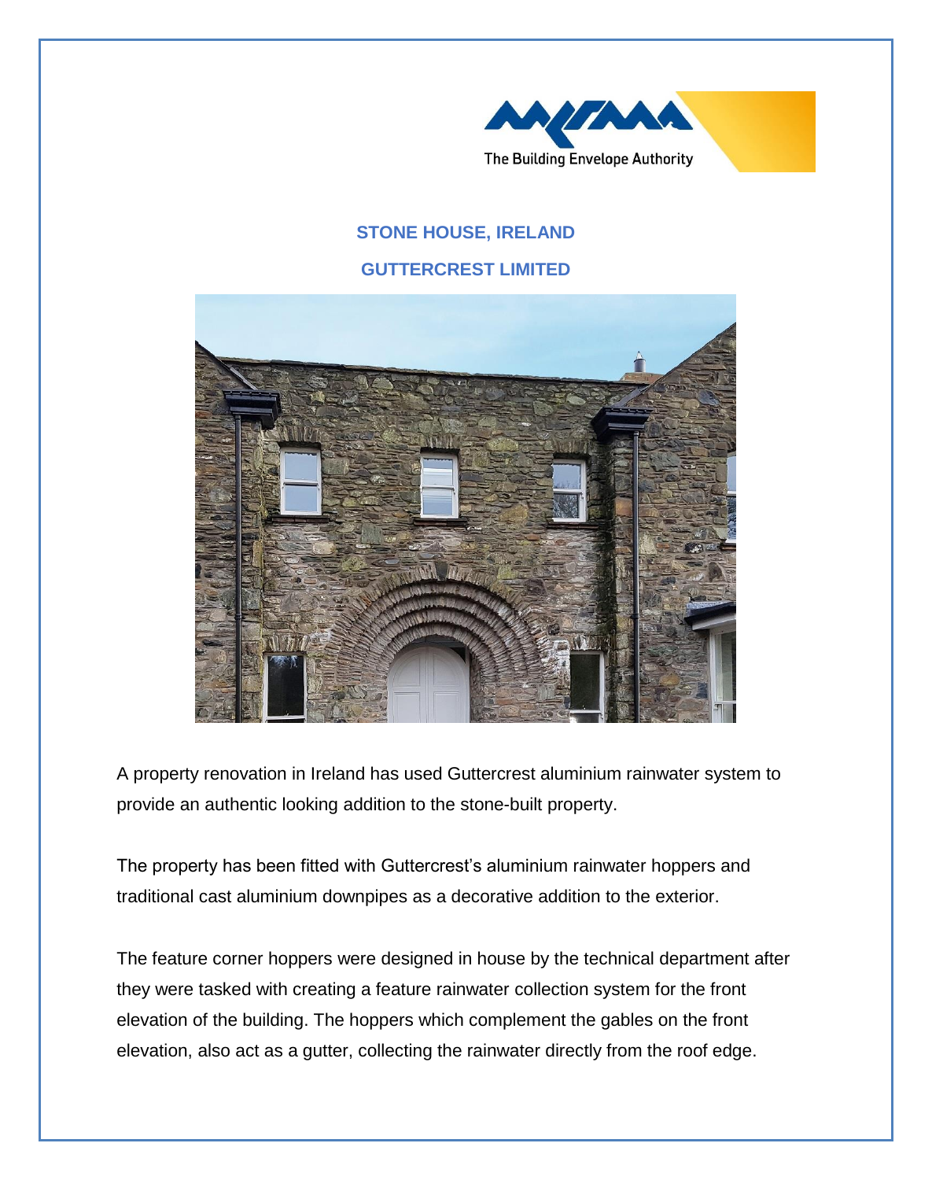## STONE HOUSE, IRELAND

## GUTTERCREST LIMITED

A property renovation in Ireland has used Guttercrest aluminium rainwater system to provide an authentic looking addition to the stone-built property.

The property has been fitted with Guttercrest's aluminium rainwater hoppers and traditional cast aluminium downpipes as a decorative addition to the exterior.

The feature corner hoppers were designed in house by the technical department after they were tasked with creating a feature rainwater collection system for the front elevation of the building. The hoppers which complement the gables on the front elevation, also act as a gutter, collecting the rainwater directly from the roof edge.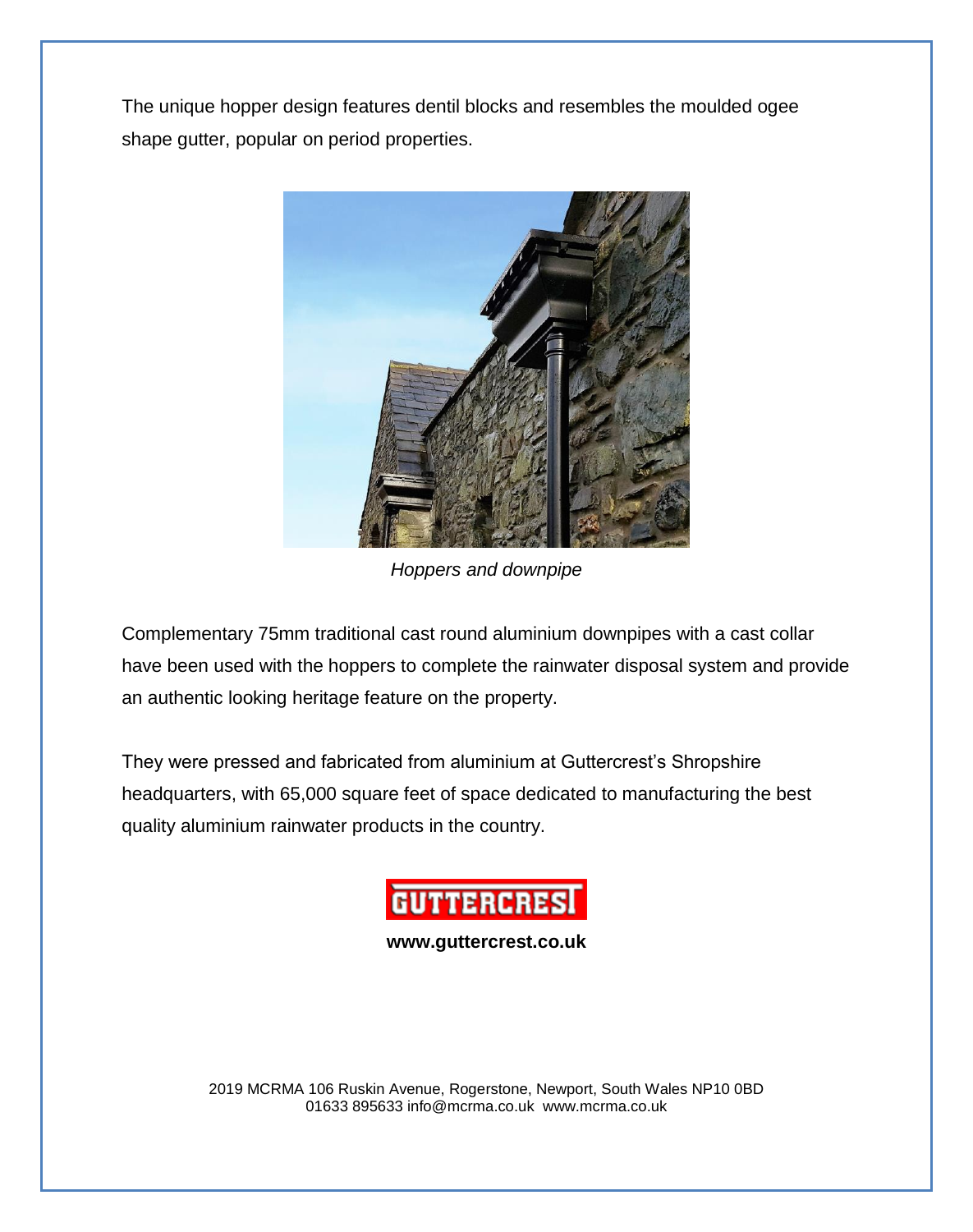The unique hopper design features dentil blocks and resembles the moulded ogee shape gutter, popular on period properties.

*Hoppers and downpipe*

Complementary 75mm traditional cast round aluminium downpipes with a cast collar have been used with the hoppers to complete the rainwater disposal system and provide an authentic looking heritage feature on the property.

They were pressed and fabricated from aluminium at Guttercrest's Shropshire headquarters, with 65,000 square feet of space dedicated to manufacturing the best quality aluminium rainwater products in the country.

GUTTERCREST

**www.guttercrest.co.uk**

2019 MCRMA 106 Ruskin Avenue, Rogerstone, Newport, South Wales NP10 0BD
01633 895633 info@mcrma.co.uk www.mcrma.co.uk